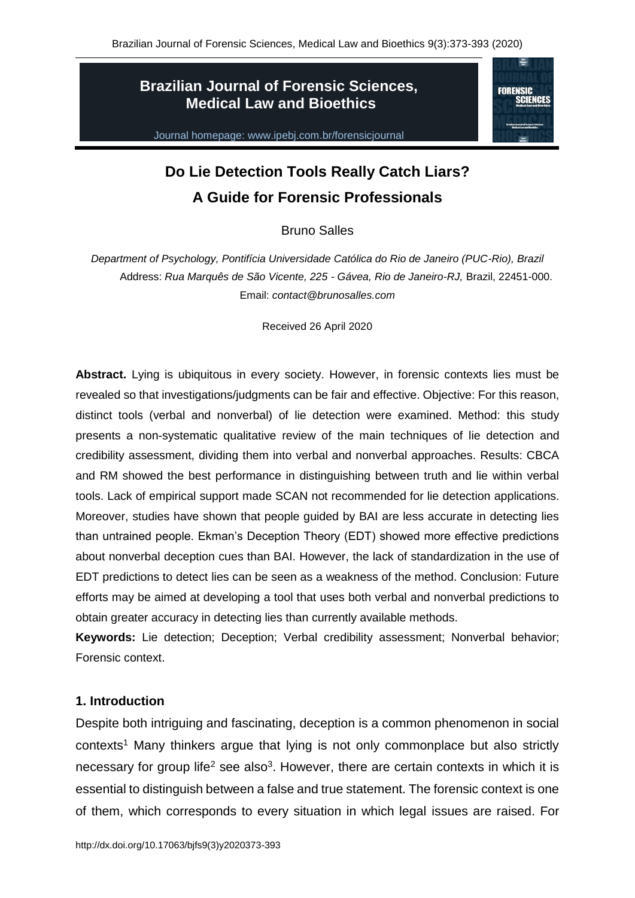**Brazilian Journal of Forensic Sciences, Medical Law and Bioethics**

Journal homepage: www.ipebj.com.br/forensicjournal

# Do Lie Detection Tools Really Catch Liars? A Guide for Forensic Professionals

Bruno Salles

*Department of Psychology, Pontifícia Universidade Católica do Rio de Janeiro (PUC-Rio), Brazil*
Address: *Rua Marquês de São Vicente, 225 - Gávea, Rio de Janeiro-RJ,* Brazil, 22451-000.
Email: *contact@brunosalles.com*

Received 26 April 2020

**Abstract.** Lying is ubiquitous in every society. However, in forensic contexts lies must be revealed so that investigations/judgments can be fair and effective. Objective: For this reason, distinct tools (verbal and nonverbal) of lie detection were examined. Method: this study presents a non-systematic qualitative review of the main techniques of lie detection and credibility assessment, dividing them into verbal and nonverbal approaches. Results: CBCA and RM showed the best performance in distinguishing between truth and lie within verbal tools. Lack of empirical support made SCAN not recommended for lie detection applications. Moreover, studies have shown that people guided by BAI are less accurate in detecting lies than untrained people. Ekman's Deception Theory (EDT) showed more effective predictions about nonverbal deception cues than BAI. However, the lack of standardization in the use of EDT predictions to detect lies can be seen as a weakness of the method. Conclusion: Future efforts may be aimed at developing a tool that uses both verbal and nonverbal predictions to obtain greater accuracy in detecting lies than currently available methods.

**Keywords:** Lie detection; Deception; Verbal credibility assessment; Nonverbal behavior; Forensic context.

## 1. Introduction

Despite both intriguing and fascinating, deception is a common phenomenon in social contexts[1] Many thinkers argue that lying is not only commonplace but also strictly necessary for group life[2] see also[3]. However, there are certain contexts in which it is essential to distinguish between a false and true statement. The forensic context is one of them, which corresponds to every situation in which legal issues are raised. For

http://dx.doi.org/10.17063/bjfs9(3)y2020373-393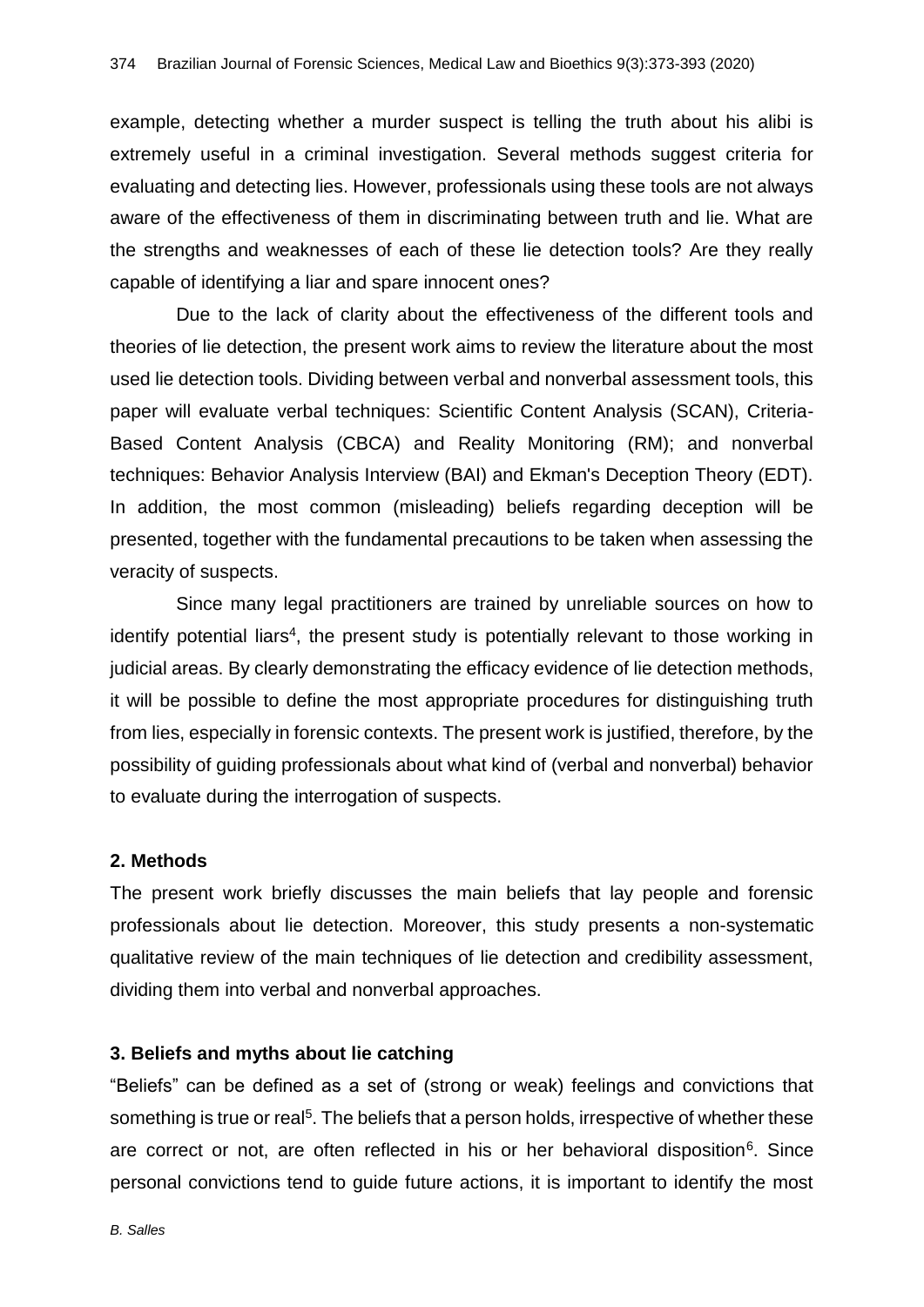example, detecting whether a murder suspect is telling the truth about his alibi is extremely useful in a criminal investigation. Several methods suggest criteria for evaluating and detecting lies. However, professionals using these tools are not always aware of the effectiveness of them in discriminating between truth and lie. What are the strengths and weaknesses of each of these lie detection tools? Are they really capable of identifying a liar and spare innocent ones?

Due to the lack of clarity about the effectiveness of the different tools and theories of lie detection, the present work aims to review the literature about the most used lie detection tools. Dividing between verbal and nonverbal assessment tools, this paper will evaluate verbal techniques: Scientific Content Analysis (SCAN), Criteria-Based Content Analysis (CBCA) and Reality Monitoring (RM); and nonverbal techniques: Behavior Analysis Interview (BAI) and Ekman's Deception Theory (EDT). In addition, the most common (misleading) beliefs regarding deception will be presented, together with the fundamental precautions to be taken when assessing the veracity of suspects.

Since many legal practitioners are trained by unreliable sources on how to identify potential liars[4], the present study is potentially relevant to those working in judicial areas. By clearly demonstrating the efficacy evidence of lie detection methods, it will be possible to define the most appropriate procedures for distinguishing truth from lies, especially in forensic contexts. The present work is justified, therefore, by the possibility of guiding professionals about what kind of (verbal and nonverbal) behavior to evaluate during the interrogation of suspects.

## 2. Methods

The present work briefly discusses the main beliefs that lay people and forensic professionals about lie detection. Moreover, this study presents a non-systematic qualitative review of the main techniques of lie detection and credibility assessment, dividing them into verbal and nonverbal approaches.

## 3. Beliefs and myths about lie catching

"Beliefs" can be defined as a set of (strong or weak) feelings and convictions that something is true or real[5]. The beliefs that a person holds, irrespective of whether these are correct or not, are often reflected in his or her behavioral disposition[6]. Since personal convictions tend to guide future actions, it is important to identify the most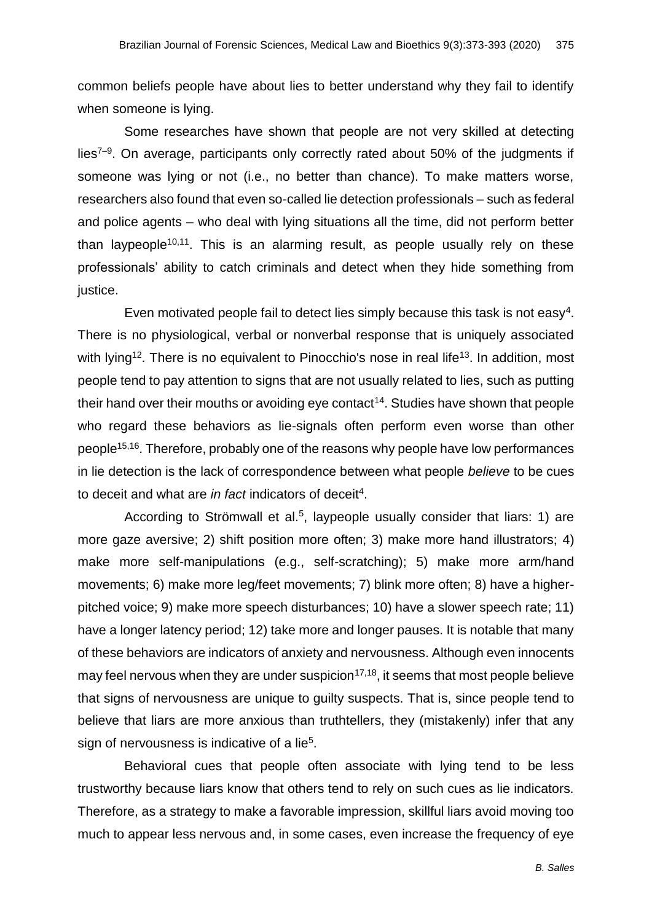common beliefs people have about lies to better understand why they fail to identify when someone is lying.

Some researches have shown that people are not very skilled at detecting lies[7–9]. On average, participants only correctly rated about 50% of the judgments if someone was lying or not (i.e., no better than chance). To make matters worse, researchers also found that even so-called lie detection professionals – such as federal and police agents – who deal with lying situations all the time, did not perform better than laypeople[10,11]. This is an alarming result, as people usually rely on these professionals' ability to catch criminals and detect when they hide something from justice.

Even motivated people fail to detect lies simply because this task is not easy[4]. There is no physiological, verbal or nonverbal response that is uniquely associated with lying[12]. There is no equivalent to Pinocchio's nose in real life[13]. In addition, most people tend to pay attention to signs that are not usually related to lies, such as putting their hand over their mouths or avoiding eye contact[14]. Studies have shown that people who regard these behaviors as lie-signals often perform even worse than other people[15,16]. Therefore, probably one of the reasons why people have low performances in lie detection is the lack of correspondence between what people *believe* to be cues to deceit and what are *in fact* indicators of deceit[4].

According to Strömwall et al.[5], laypeople usually consider that liars: 1) are more gaze aversive; 2) shift position more often; 3) make more hand illustrators; 4) make more self-manipulations (e.g., self-scratching); 5) make more arm/hand movements; 6) make more leg/feet movements; 7) blink more often; 8) have a higher-pitched voice; 9) make more speech disturbances; 10) have a slower speech rate; 11) have a longer latency period; 12) take more and longer pauses. It is notable that many of these behaviors are indicators of anxiety and nervousness. Although even innocents may feel nervous when they are under suspicion[17,18], it seems that most people believe that signs of nervousness are unique to guilty suspects. That is, since people tend to believe that liars are more anxious than truthtellers, they (mistakenly) infer that any sign of nervousness is indicative of a lie[5].

Behavioral cues that people often associate with lying tend to be less trustworthy because liars know that others tend to rely on such cues as lie indicators. Therefore, as a strategy to make a favorable impression, skillful liars avoid moving too much to appear less nervous and, in some cases, even increase the frequency of eye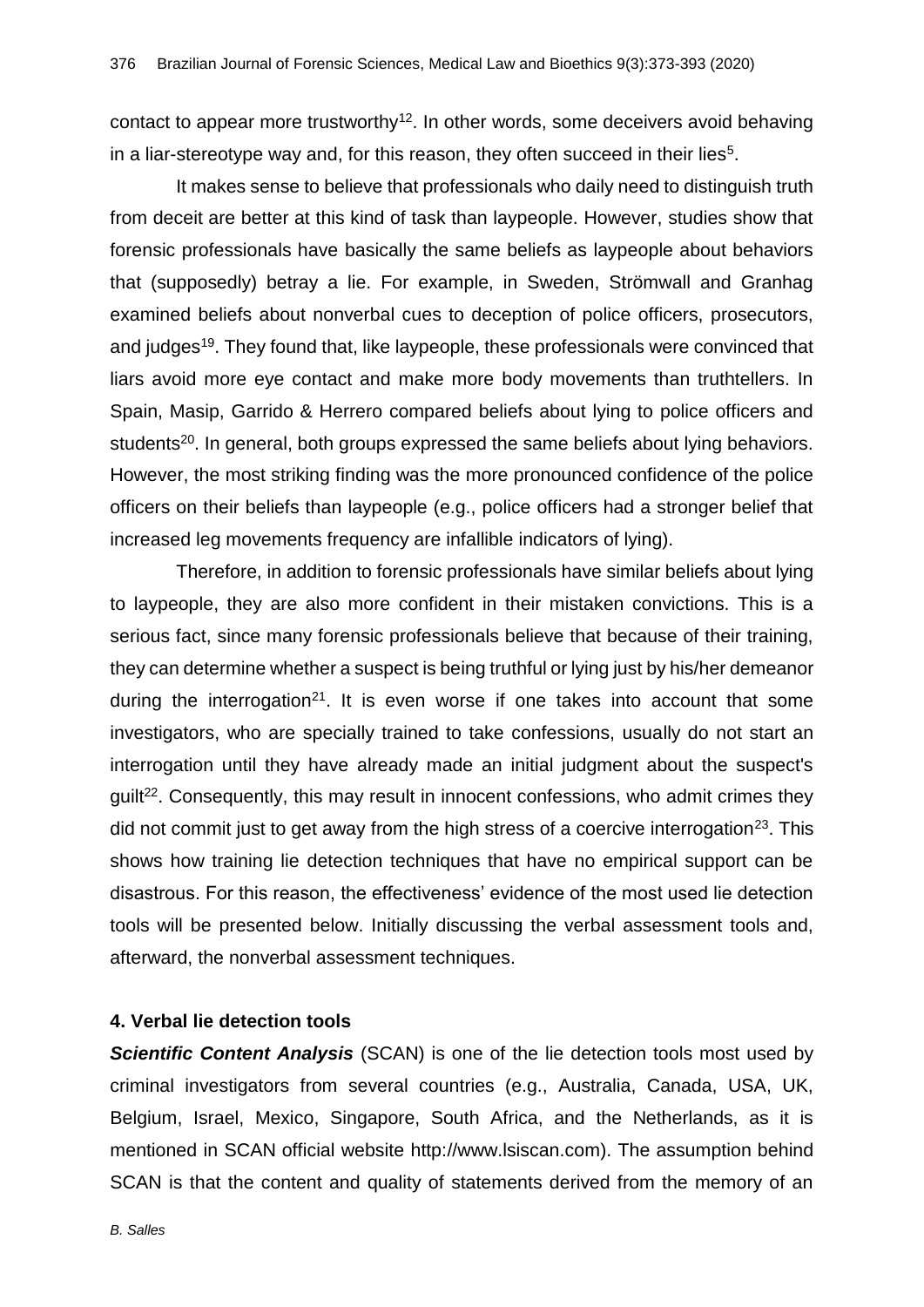contact to appear more trustworthy[12]. In other words, some deceivers avoid behaving in a liar-stereotype way and, for this reason, they often succeed in their lies[5].

It makes sense to believe that professionals who daily need to distinguish truth from deceit are better at this kind of task than laypeople. However, studies show that forensic professionals have basically the same beliefs as laypeople about behaviors that (supposedly) betray a lie. For example, in Sweden, Strömwall and Granhag examined beliefs about nonverbal cues to deception of police officers, prosecutors, and judges[19]. They found that, like laypeople, these professionals were convinced that liars avoid more eye contact and make more body movements than truthtellers. In Spain, Masip, Garrido & Herrero compared beliefs about lying to police officers and students[20]. In general, both groups expressed the same beliefs about lying behaviors. However, the most striking finding was the more pronounced confidence of the police officers on their beliefs than laypeople (e.g., police officers had a stronger belief that increased leg movements frequency are infallible indicators of lying).

Therefore, in addition to forensic professionals have similar beliefs about lying to laypeople, they are also more confident in their mistaken convictions. This is a serious fact, since many forensic professionals believe that because of their training, they can determine whether a suspect is being truthful or lying just by his/her demeanor during the interrogation[21]. It is even worse if one takes into account that some investigators, who are specially trained to take confessions, usually do not start an interrogation until they have already made an initial judgment about the suspect's guilt[22]. Consequently, this may result in innocent confessions, who admit crimes they did not commit just to get away from the high stress of a coercive interrogation[23]. This shows how training lie detection techniques that have no empirical support can be disastrous. For this reason, the effectiveness' evidence of the most used lie detection tools will be presented below. Initially discussing the verbal assessment tools and, afterward, the nonverbal assessment techniques.

## 4. Verbal lie detection tools

***Scientific Content Analysis*** (SCAN) is one of the lie detection tools most used by criminal investigators from several countries (e.g., Australia, Canada, USA, UK, Belgium, Israel, Mexico, Singapore, South Africa, and the Netherlands, as it is mentioned in SCAN official website http://www.lsiscan.com). The assumption behind SCAN is that the content and quality of statements derived from the memory of an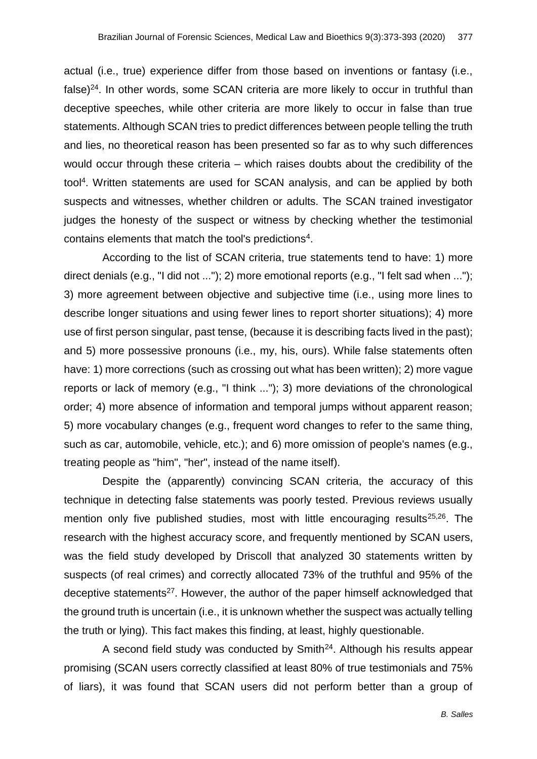actual (i.e., true) experience differ from those based on inventions or fantasy (i.e., false)[24]. In other words, some SCAN criteria are more likely to occur in truthful than deceptive speeches, while other criteria are more likely to occur in false than true statements. Although SCAN tries to predict differences between people telling the truth and lies, no theoretical reason has been presented so far as to why such differences would occur through these criteria – which raises doubts about the credibility of the tool[4]. Written statements are used for SCAN analysis, and can be applied by both suspects and witnesses, whether children or adults. The SCAN trained investigator judges the honesty of the suspect or witness by checking whether the testimonial contains elements that match the tool's predictions[4].

According to the list of SCAN criteria, true statements tend to have: 1) more direct denials (e.g., "I did not ..."); 2) more emotional reports (e.g., "I felt sad when ..."); 3) more agreement between objective and subjective time (i.e., using more lines to describe longer situations and using fewer lines to report shorter situations); 4) more use of first person singular, past tense, (because it is describing facts lived in the past); and 5) more possessive pronouns (i.e., my, his, ours). While false statements often have: 1) more corrections (such as crossing out what has been written); 2) more vague reports or lack of memory (e.g., "I think ..."); 3) more deviations of the chronological order; 4) more absence of information and temporal jumps without apparent reason; 5) more vocabulary changes (e.g., frequent word changes to refer to the same thing, such as car, automobile, vehicle, etc.); and 6) more omission of people's names (e.g., treating people as "him", "her", instead of the name itself).

Despite the (apparently) convincing SCAN criteria, the accuracy of this technique in detecting false statements was poorly tested. Previous reviews usually mention only five published studies, most with little encouraging results[25,26]. The research with the highest accuracy score, and frequently mentioned by SCAN users, was the field study developed by Driscoll that analyzed 30 statements written by suspects (of real crimes) and correctly allocated 73% of the truthful and 95% of the deceptive statements[27]. However, the author of the paper himself acknowledged that the ground truth is uncertain (i.e., it is unknown whether the suspect was actually telling the truth or lying). This fact makes this finding, at least, highly questionable.

A second field study was conducted by Smith[24]. Although his results appear promising (SCAN users correctly classified at least 80% of true testimonials and 75% of liars), it was found that SCAN users did not perform better than a group of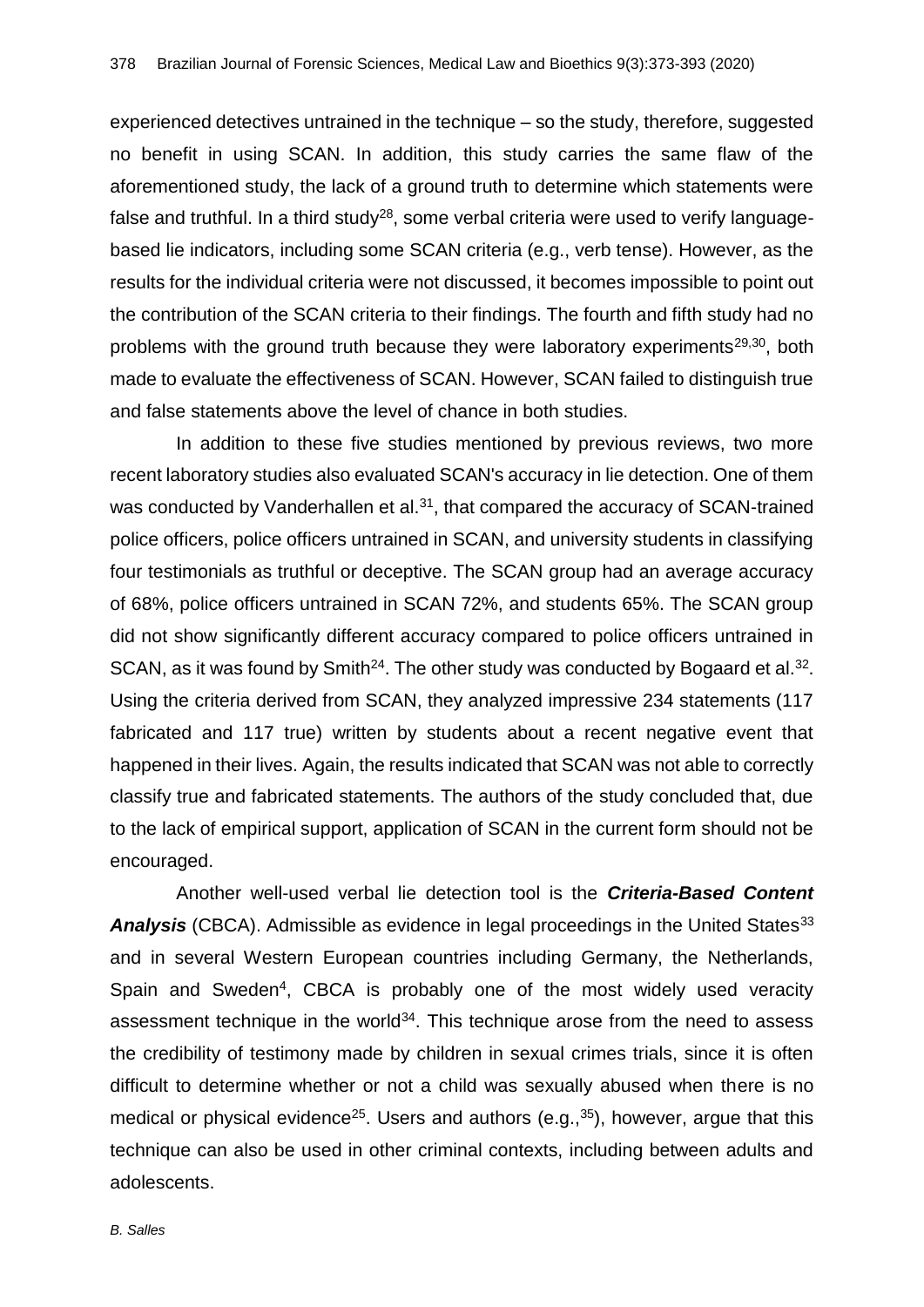experienced detectives untrained in the technique – so the study, therefore, suggested no benefit in using SCAN. In addition, this study carries the same flaw of the aforementioned study, the lack of a ground truth to determine which statements were false and truthful. In a third study[28], some verbal criteria were used to verify language-based lie indicators, including some SCAN criteria (e.g., verb tense). However, as the results for the individual criteria were not discussed, it becomes impossible to point out the contribution of the SCAN criteria to their findings. The fourth and fifth study had no problems with the ground truth because they were laboratory experiments[29,30], both made to evaluate the effectiveness of SCAN. However, SCAN failed to distinguish true and false statements above the level of chance in both studies.

In addition to these five studies mentioned by previous reviews, two more recent laboratory studies also evaluated SCAN's accuracy in lie detection. One of them was conducted by Vanderhallen et al.[31], that compared the accuracy of SCAN-trained police officers, police officers untrained in SCAN, and university students in classifying four testimonials as truthful or deceptive. The SCAN group had an average accuracy of 68%, police officers untrained in SCAN 72%, and students 65%. The SCAN group did not show significantly different accuracy compared to police officers untrained in SCAN, as it was found by Smith[24]. The other study was conducted by Bogaard et al.[32]. Using the criteria derived from SCAN, they analyzed impressive 234 statements (117 fabricated and 117 true) written by students about a recent negative event that happened in their lives. Again, the results indicated that SCAN was not able to correctly classify true and fabricated statements. The authors of the study concluded that, due to the lack of empirical support, application of SCAN in the current form should not be encouraged.

Another well-used verbal lie detection tool is the ***Criteria-Based Content Analysis*** (CBCA). Admissible as evidence in legal proceedings in the United States[33] and in several Western European countries including Germany, the Netherlands, Spain and Sweden[4], CBCA is probably one of the most widely used veracity assessment technique in the world[34]. This technique arose from the need to assess the credibility of testimony made by children in sexual crimes trials, since it is often difficult to determine whether or not a child was sexually abused when there is no medical or physical evidence[25]. Users and authors (e.g.,[35]), however, argue that this technique can also be used in other criminal contexts, including between adults and adolescents.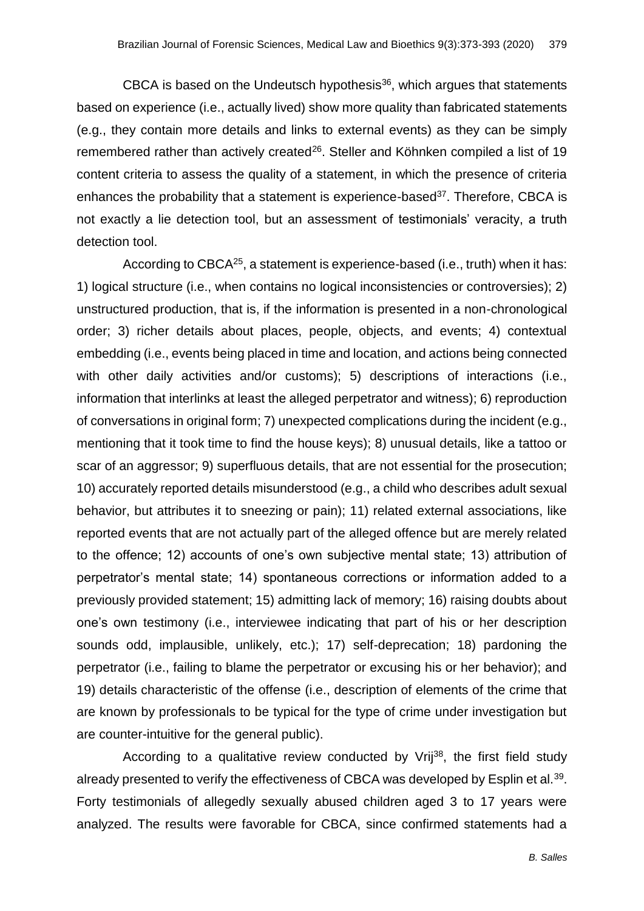CBCA is based on the Undeutsch hypothesis[36], which argues that statements based on experience (i.e., actually lived) show more quality than fabricated statements (e.g., they contain more details and links to external events) as they can be simply remembered rather than actively created[26]. Steller and Köhnken compiled a list of 19 content criteria to assess the quality of a statement, in which the presence of criteria enhances the probability that a statement is experience-based[37]. Therefore, CBCA is not exactly a lie detection tool, but an assessment of testimonials' veracity, a truth detection tool.

According to CBCA[25], a statement is experience-based (i.e., truth) when it has: 1) logical structure (i.e., when contains no logical inconsistencies or controversies); 2) unstructured production, that is, if the information is presented in a non-chronological order; 3) richer details about places, people, objects, and events; 4) contextual embedding (i.e., events being placed in time and location, and actions being connected with other daily activities and/or customs); 5) descriptions of interactions (i.e., information that interlinks at least the alleged perpetrator and witness); 6) reproduction of conversations in original form; 7) unexpected complications during the incident (e.g., mentioning that it took time to find the house keys); 8) unusual details, like a tattoo or scar of an aggressor; 9) superfluous details, that are not essential for the prosecution; 10) accurately reported details misunderstood (e.g., a child who describes adult sexual behavior, but attributes it to sneezing or pain); 11) related external associations, like reported events that are not actually part of the alleged offence but are merely related to the offence; 12) accounts of one's own subjective mental state; 13) attribution of perpetrator's mental state; 14) spontaneous corrections or information added to a previously provided statement; 15) admitting lack of memory; 16) raising doubts about one's own testimony (i.e., interviewee indicating that part of his or her description sounds odd, implausible, unlikely, etc.); 17) self-deprecation; 18) pardoning the perpetrator (i.e., failing to blame the perpetrator or excusing his or her behavior); and 19) details characteristic of the offense (i.e., description of elements of the crime that are known by professionals to be typical for the type of crime under investigation but are counter-intuitive for the general public).

According to a qualitative review conducted by Vrij[38], the first field study already presented to verify the effectiveness of CBCA was developed by Esplin et al.[39]. Forty testimonials of allegedly sexually abused children aged 3 to 17 years were analyzed. The results were favorable for CBCA, since confirmed statements had a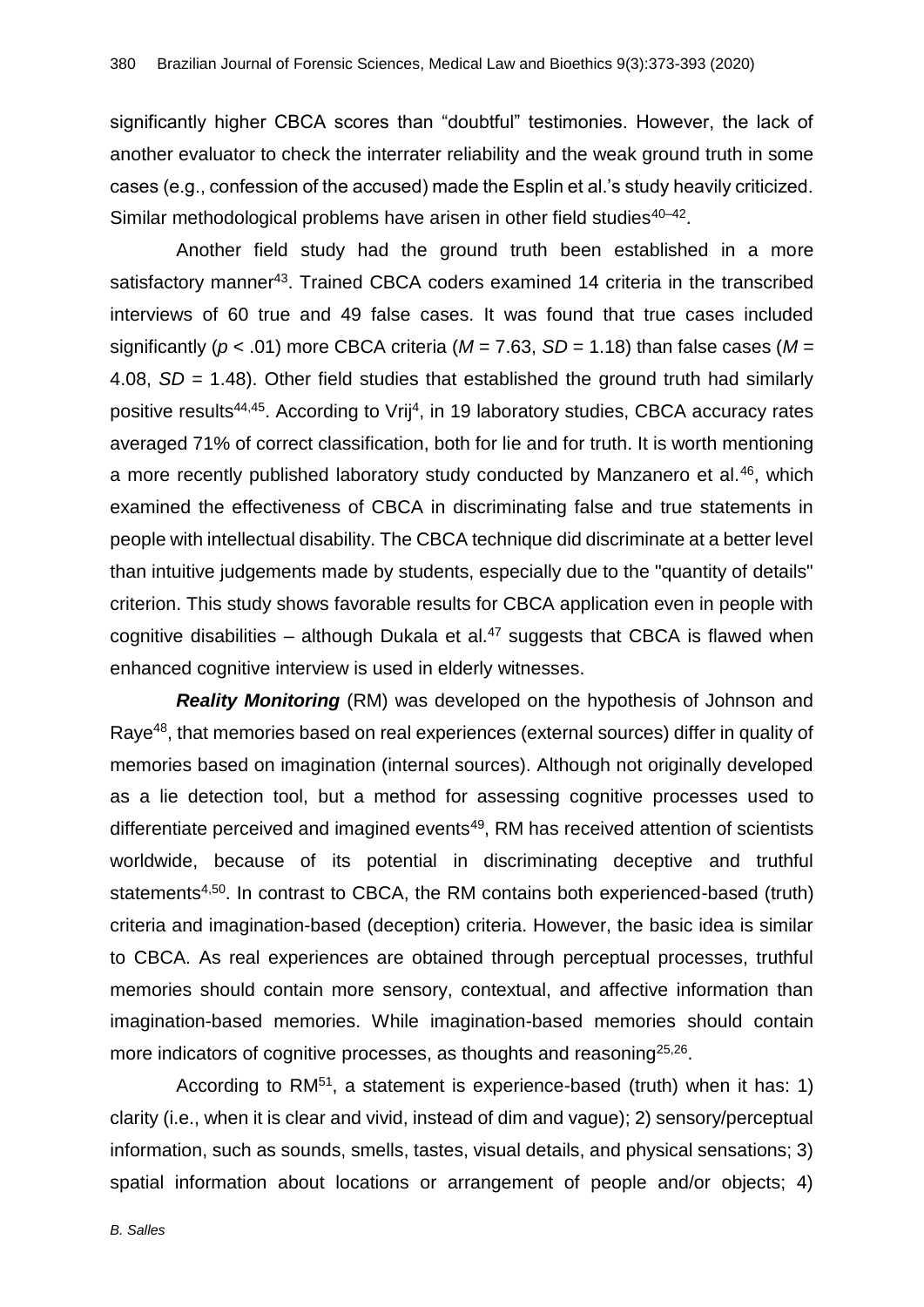significantly higher CBCA scores than "doubtful" testimonies. However, the lack of another evaluator to check the interrater reliability and the weak ground truth in some cases (e.g., confession of the accused) made the Esplin et al.'s study heavily criticized. Similar methodological problems have arisen in other field studies[40–42].

Another field study had the ground truth been established in a more satisfactory manner[43]. Trained CBCA coders examined 14 criteria in the transcribed interviews of 60 true and 49 false cases. It was found that true cases included significantly ($p < .01$) more CBCA criteria ($M = 7.63$, $SD = 1.18$) than false cases ($M = 4.08$, $SD = 1.48$). Other field studies that established the ground truth had similarly positive results[44,45]. According to Vrij[4], in 19 laboratory studies, CBCA accuracy rates averaged 71% of correct classification, both for lie and for truth. It is worth mentioning a more recently published laboratory study conducted by Manzanero et al.[46], which examined the effectiveness of CBCA in discriminating false and true statements in people with intellectual disability. The CBCA technique did discriminate at a better level than intuitive judgements made by students, especially due to the "quantity of details" criterion. This study shows favorable results for CBCA application even in people with cognitive disabilities – although Dukala et al.[47] suggests that CBCA is flawed when enhanced cognitive interview is used in elderly witnesses.

***Reality Monitoring*** (RM) was developed on the hypothesis of Johnson and Raye[48], that memories based on real experiences (external sources) differ in quality of memories based on imagination (internal sources). Although not originally developed as a lie detection tool, but a method for assessing cognitive processes used to differentiate perceived and imagined events[49], RM has received attention of scientists worldwide, because of its potential in discriminating deceptive and truthful statements[4,50]. In contrast to CBCA, the RM contains both experienced-based (truth) criteria and imagination-based (deception) criteria. However, the basic idea is similar to CBCA. As real experiences are obtained through perceptual processes, truthful memories should contain more sensory, contextual, and affective information than imagination-based memories. While imagination-based memories should contain more indicators of cognitive processes, as thoughts and reasoning[25,26].

According to RM[51], a statement is experience-based (truth) when it has: 1) clarity (i.e., when it is clear and vivid, instead of dim and vague); 2) sensory/perceptual information, such as sounds, smells, tastes, visual details, and physical sensations; 3) spatial information about locations or arrangement of people and/or objects; 4)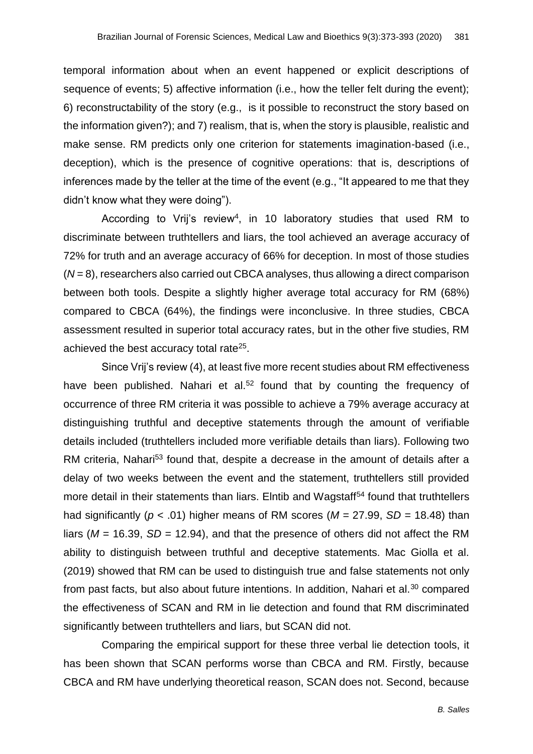temporal information about when an event happened or explicit descriptions of sequence of events; 5) affective information (i.e., how the teller felt during the event); 6) reconstructability of the story (e.g., is it possible to reconstruct the story based on the information given?); and 7) realism, that is, when the story is plausible, realistic and make sense. RM predicts only one criterion for statements imagination-based (i.e., deception), which is the presence of cognitive operations: that is, descriptions of inferences made by the teller at the time of the event (e.g., "It appeared to me that they didn't know what they were doing").

According to Vrij's review[4], in 10 laboratory studies that used RM to discriminate between truthtellers and liars, the tool achieved an average accuracy of 72% for truth and an average accuracy of 66% for deception. In most of those studies ($N = 8$), researchers also carried out CBCA analyses, thus allowing a direct comparison between both tools. Despite a slightly higher average total accuracy for RM (68%) compared to CBCA (64%), the findings were inconclusive. In three studies, CBCA assessment resulted in superior total accuracy rates, but in the other five studies, RM achieved the best accuracy total rate[25].

Since Vrij's review (4), at least five more recent studies about RM effectiveness have been published. Nahari et al.[52] found that by counting the frequency of occurrence of three RM criteria it was possible to achieve a 79% average accuracy at distinguishing truthful and deceptive statements through the amount of verifiable details included (truthtellers included more verifiable details than liars). Following two RM criteria, Nahari[53] found that, despite a decrease in the amount of details after a delay of two weeks between the event and the statement, truthtellers still provided more detail in their statements than liars. Elntib and Wagstaff[54] found that truthtellers had significantly ($p < .01$) higher means of RM scores ($M = 27.99$, $SD = 18.48$) than liars ($M = 16.39$, $SD = 12.94$), and that the presence of others did not affect the RM ability to distinguish between truthful and deceptive statements. Mac Giolla et al. (2019) showed that RM can be used to distinguish true and false statements not only from past facts, but also about future intentions. In addition, Nahari et al.[30] compared the effectiveness of SCAN and RM in lie detection and found that RM discriminated significantly between truthtellers and liars, but SCAN did not.

Comparing the empirical support for these three verbal lie detection tools, it has been shown that SCAN performs worse than CBCA and RM. Firstly, because CBCA and RM have underlying theoretical reason, SCAN does not. Second, because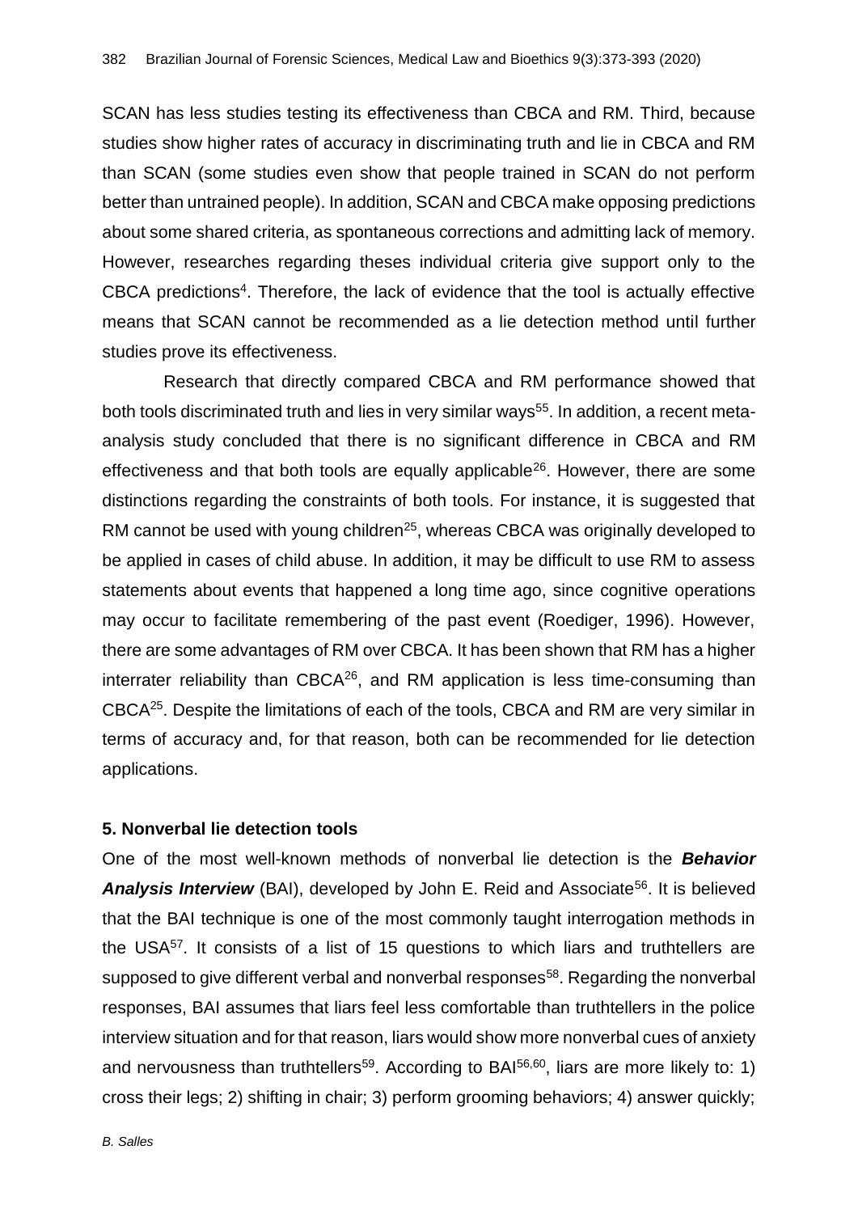SCAN has less studies testing its effectiveness than CBCA and RM. Third, because studies show higher rates of accuracy in discriminating truth and lie in CBCA and RM than SCAN (some studies even show that people trained in SCAN do not perform better than untrained people). In addition, SCAN and CBCA make opposing predictions about some shared criteria, as spontaneous corrections and admitting lack of memory. However, researches regarding theses individual criteria give support only to the CBCA predictions[4]. Therefore, the lack of evidence that the tool is actually effective means that SCAN cannot be recommended as a lie detection method until further studies prove its effectiveness.

Research that directly compared CBCA and RM performance showed that both tools discriminated truth and lies in very similar ways[55]. In addition, a recent meta-analysis study concluded that there is no significant difference in CBCA and RM effectiveness and that both tools are equally applicable[26]. However, there are some distinctions regarding the constraints of both tools. For instance, it is suggested that RM cannot be used with young children[25], whereas CBCA was originally developed to be applied in cases of child abuse. In addition, it may be difficult to use RM to assess statements about events that happened a long time ago, since cognitive operations may occur to facilitate remembering of the past event (Roediger, 1996). However, there are some advantages of RM over CBCA. It has been shown that RM has a higher interrater reliability than CBCA[26], and RM application is less time-consuming than CBCA[25]. Despite the limitations of each of the tools, CBCA and RM are very similar in terms of accuracy and, for that reason, both can be recommended for lie detection applications.

## 5. Nonverbal lie detection tools

One of the most well-known methods of nonverbal lie detection is the ***Behavior Analysis Interview*** (BAI), developed by John E. Reid and Associate[56]. It is believed that the BAI technique is one of the most commonly taught interrogation methods in the USA[57]. It consists of a list of 15 questions to which liars and truthtellers are supposed to give different verbal and nonverbal responses[58]. Regarding the nonverbal responses, BAI assumes that liars feel less comfortable than truthtellers in the police interview situation and for that reason, liars would show more nonverbal cues of anxiety and nervousness than truthtellers[59]. According to BAI[56,60], liars are more likely to: 1) cross their legs; 2) shifting in chair; 3) perform grooming behaviors; 4) answer quickly;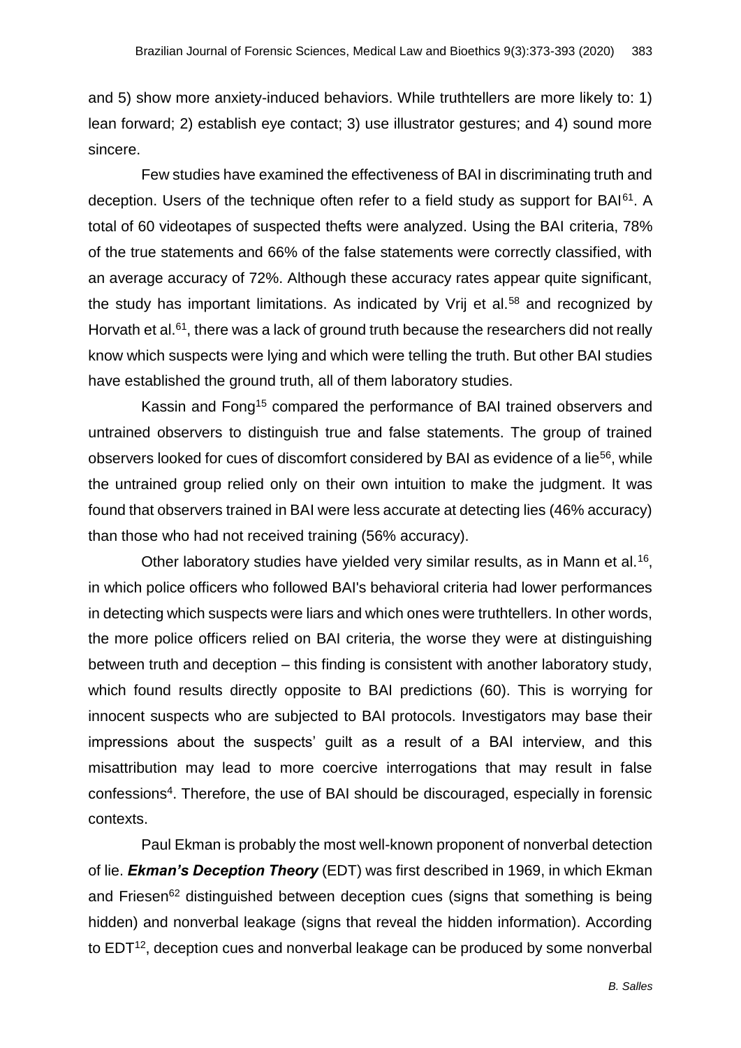and 5) show more anxiety-induced behaviors. While truthtellers are more likely to: 1) lean forward; 2) establish eye contact; 3) use illustrator gestures; and 4) sound more sincere.

Few studies have examined the effectiveness of BAI in discriminating truth and deception. Users of the technique often refer to a field study as support for BAI[61]. A total of 60 videotapes of suspected thefts were analyzed. Using the BAI criteria, 78% of the true statements and 66% of the false statements were correctly classified, with an average accuracy of 72%. Although these accuracy rates appear quite significant, the study has important limitations. As indicated by Vrij et al.[58] and recognized by Horvath et al.[61], there was a lack of ground truth because the researchers did not really know which suspects were lying and which were telling the truth. But other BAI studies have established the ground truth, all of them laboratory studies.

Kassin and Fong[15] compared the performance of BAI trained observers and untrained observers to distinguish true and false statements. The group of trained observers looked for cues of discomfort considered by BAI as evidence of a lie[56], while the untrained group relied only on their own intuition to make the judgment. It was found that observers trained in BAI were less accurate at detecting lies (46% accuracy) than those who had not received training (56% accuracy).

Other laboratory studies have yielded very similar results, as in Mann et al.[16], in which police officers who followed BAI's behavioral criteria had lower performances in detecting which suspects were liars and which ones were truthtellers. In other words, the more police officers relied on BAI criteria, the worse they were at distinguishing between truth and deception – this finding is consistent with another laboratory study, which found results directly opposite to BAI predictions (60). This is worrying for innocent suspects who are subjected to BAI protocols. Investigators may base their impressions about the suspects' guilt as a result of a BAI interview, and this misattribution may lead to more coercive interrogations that may result in false confessions[4]. Therefore, the use of BAI should be discouraged, especially in forensic contexts.

Paul Ekman is probably the most well-known proponent of nonverbal detection of lie. ***Ekman's Deception Theory*** (EDT) was first described in 1969, in which Ekman and Friesen[62] distinguished between deception cues (signs that something is being hidden) and nonverbal leakage (signs that reveal the hidden information). According to EDT[12], deception cues and nonverbal leakage can be produced by some nonverbal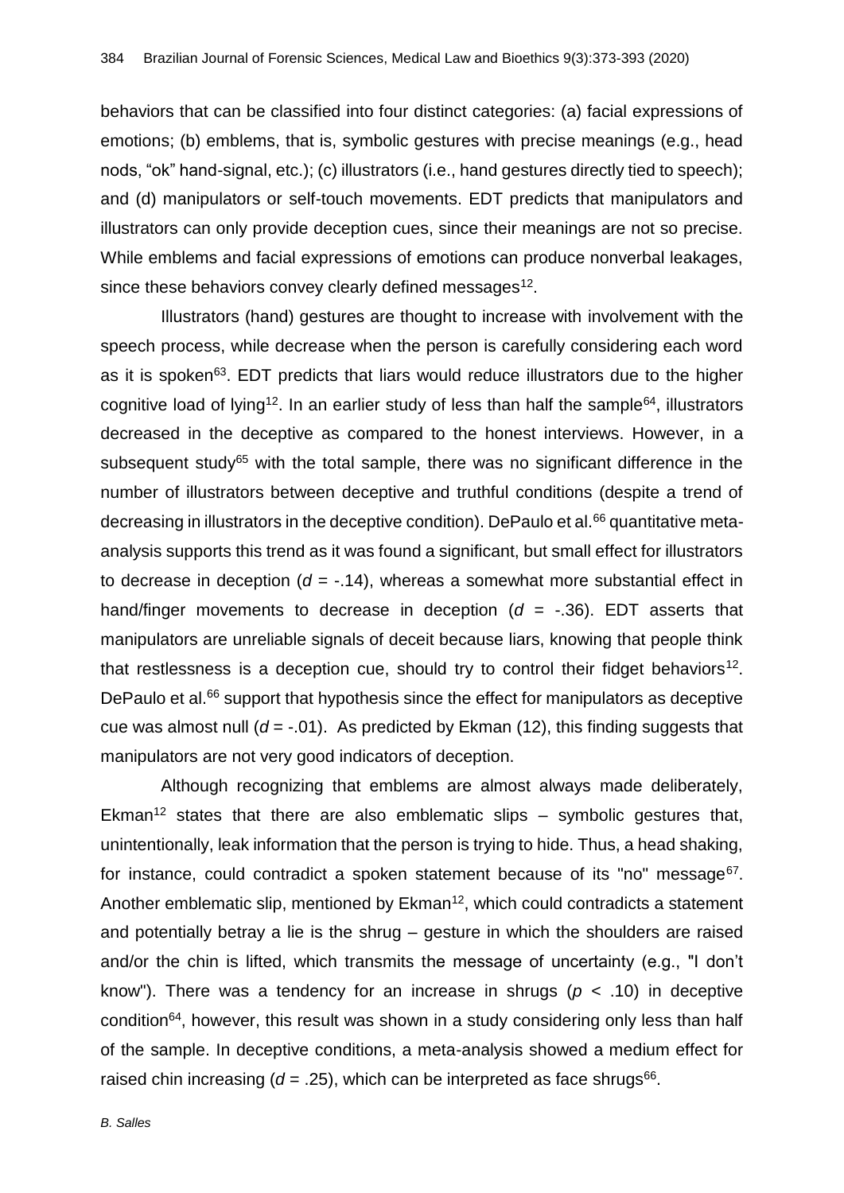behaviors that can be classified into four distinct categories: (a) facial expressions of emotions; (b) emblems, that is, symbolic gestures with precise meanings (e.g., head nods, "ok" hand-signal, etc.); (c) illustrators (i.e., hand gestures directly tied to speech); and (d) manipulators or self-touch movements. EDT predicts that manipulators and illustrators can only provide deception cues, since their meanings are not so precise. While emblems and facial expressions of emotions can produce nonverbal leakages, since these behaviors convey clearly defined messages[12].

Illustrators (hand) gestures are thought to increase with involvement with the speech process, while decrease when the person is carefully considering each word as it is spoken[63]. EDT predicts that liars would reduce illustrators due to the higher cognitive load of lying[12]. In an earlier study of less than half the sample[64], illustrators decreased in the deceptive as compared to the honest interviews. However, in a subsequent study[65] with the total sample, there was no significant difference in the number of illustrators between deceptive and truthful conditions (despite a trend of decreasing in illustrators in the deceptive condition). DePaulo et al.[66] quantitative meta-analysis supports this trend as it was found a significant, but small effect for illustrators to decrease in deception ($d$ = -.14), whereas a somewhat more substantial effect in hand/finger movements to decrease in deception ($d$ = -.36). EDT asserts that manipulators are unreliable signals of deceit because liars, knowing that people think that restlessness is a deception cue, should try to control their fidget behaviors[12]. DePaulo et al.[66] support that hypothesis since the effect for manipulators as deceptive cue was almost null ($d$ = -.01). As predicted by Ekman (12), this finding suggests that manipulators are not very good indicators of deception.

Although recognizing that emblems are almost always made deliberately, Ekman[12] states that there are also emblematic slips – symbolic gestures that, unintentionally, leak information that the person is trying to hide. Thus, a head shaking, for instance, could contradict a spoken statement because of its "no" message[67]. Another emblematic slip, mentioned by Ekman[12], which could contradicts a statement and potentially betray a lie is the shrug – gesture in which the shoulders are raised and/or the chin is lifted, which transmits the message of uncertainty (e.g., "I don't know"). There was a tendency for an increase in shrugs ($p$ < .10) in deceptive condition[64], however, this result was shown in a study considering only less than half of the sample. In deceptive conditions, a meta-analysis showed a medium effect for raised chin increasing ($d$ = .25), which can be interpreted as face shrugs[66].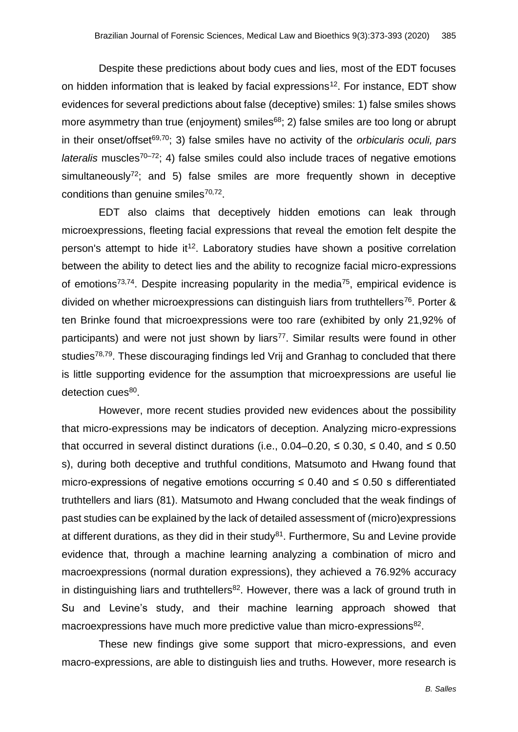Despite these predictions about body cues and lies, most of the EDT focuses on hidden information that is leaked by facial expressions[12]. For instance, EDT show evidences for several predictions about false (deceptive) smiles: 1) false smiles shows more asymmetry than true (enjoyment) smiles[68]; 2) false smiles are too long or abrupt in their onset/offset[69,70]; 3) false smiles have no activity of the *orbicularis oculi, pars lateralis* muscles[70–72]; 4) false smiles could also include traces of negative emotions simultaneously[72]; and 5) false smiles are more frequently shown in deceptive conditions than genuine smiles[70,72].

EDT also claims that deceptively hidden emotions can leak through microexpressions, fleeting facial expressions that reveal the emotion felt despite the person's attempt to hide it[12]. Laboratory studies have shown a positive correlation between the ability to detect lies and the ability to recognize facial micro-expressions of emotions[73,74]. Despite increasing popularity in the media[75], empirical evidence is divided on whether microexpressions can distinguish liars from truthtellers[76]. Porter & ten Brinke found that microexpressions were too rare (exhibited by only 21,92% of participants) and were not just shown by liars[77]. Similar results were found in other studies[78,79]. These discouraging findings led Vrij and Granhag to concluded that there is little supporting evidence for the assumption that microexpressions are useful lie detection cues[80].

However, more recent studies provided new evidences about the possibility that micro-expressions may be indicators of deception. Analyzing micro-expressions that occurred in several distinct durations (i.e., 0.04–0.20, ≤ 0.30, ≤ 0.40, and ≤ 0.50 s), during both deceptive and truthful conditions, Matsumoto and Hwang found that micro-expressions of negative emotions occurring ≤ 0.40 and ≤ 0.50 s differentiated truthtellers and liars (81). Matsumoto and Hwang concluded that the weak findings of past studies can be explained by the lack of detailed assessment of (micro)expressions at different durations, as they did in their study[81]. Furthermore, Su and Levine provide evidence that, through a machine learning analyzing a combination of micro and macroexpressions (normal duration expressions), they achieved a 76.92% accuracy in distinguishing liars and truthtellers[82]. However, there was a lack of ground truth in Su and Levine's study, and their machine learning approach showed that macroexpressions have much more predictive value than micro-expressions[82].

These new findings give some support that micro-expressions, and even macro-expressions, are able to distinguish lies and truths. However, more research is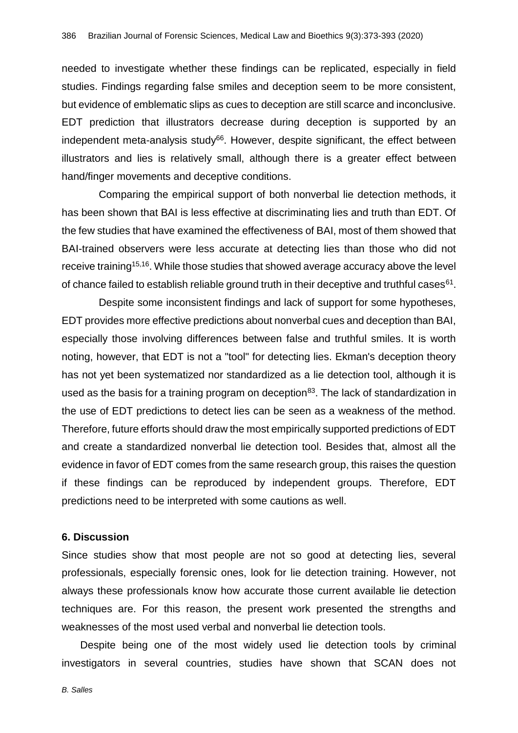needed to investigate whether these findings can be replicated, especially in field studies. Findings regarding false smiles and deception seem to be more consistent, but evidence of emblematic slips as cues to deception are still scarce and inconclusive. EDT prediction that illustrators decrease during deception is supported by an independent meta-analysis study[66]. However, despite significant, the effect between illustrators and lies is relatively small, although there is a greater effect between hand/finger movements and deceptive conditions.

Comparing the empirical support of both nonverbal lie detection methods, it has been shown that BAI is less effective at discriminating lies and truth than EDT. Of the few studies that have examined the effectiveness of BAI, most of them showed that BAI-trained observers were less accurate at detecting lies than those who did not receive training[15,16]. While those studies that showed average accuracy above the level of chance failed to establish reliable ground truth in their deceptive and truthful cases[61].

Despite some inconsistent findings and lack of support for some hypotheses, EDT provides more effective predictions about nonverbal cues and deception than BAI, especially those involving differences between false and truthful smiles. It is worth noting, however, that EDT is not a "tool" for detecting lies. Ekman's deception theory has not yet been systematized nor standardized as a lie detection tool, although it is used as the basis for a training program on deception[83]. The lack of standardization in the use of EDT predictions to detect lies can be seen as a weakness of the method. Therefore, future efforts should draw the most empirically supported predictions of EDT and create a standardized nonverbal lie detection tool. Besides that, almost all the evidence in favor of EDT comes from the same research group, this raises the question if these findings can be reproduced by independent groups. Therefore, EDT predictions need to be interpreted with some cautions as well.

## 6. Discussion

Since studies show that most people are not so good at detecting lies, several professionals, especially forensic ones, look for lie detection training. However, not always these professionals know how accurate those current available lie detection techniques are. For this reason, the present work presented the strengths and weaknesses of the most used verbal and nonverbal lie detection tools.

Despite being one of the most widely used lie detection tools by criminal investigators in several countries, studies have shown that SCAN does not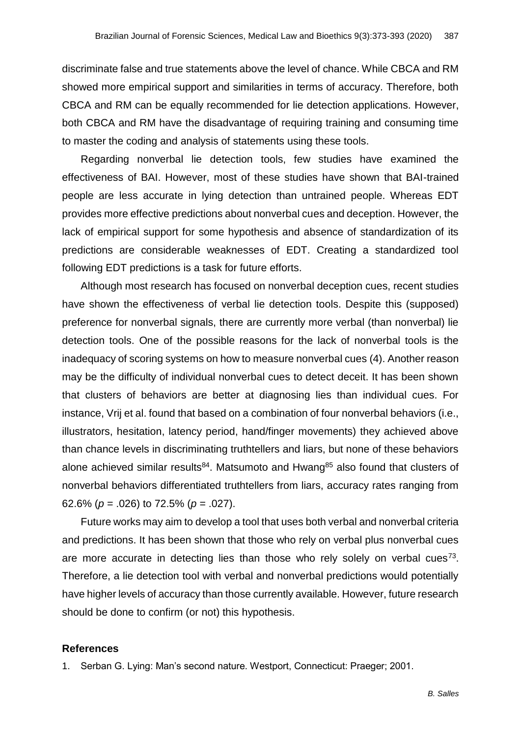discriminate false and true statements above the level of chance. While CBCA and RM showed more empirical support and similarities in terms of accuracy. Therefore, both CBCA and RM can be equally recommended for lie detection applications. However, both CBCA and RM have the disadvantage of requiring training and consuming time to master the coding and analysis of statements using these tools.

Regarding nonverbal lie detection tools, few studies have examined the effectiveness of BAI. However, most of these studies have shown that BAI-trained people are less accurate in lying detection than untrained people. Whereas EDT provides more effective predictions about nonverbal cues and deception. However, the lack of empirical support for some hypothesis and absence of standardization of its predictions are considerable weaknesses of EDT. Creating a standardized tool following EDT predictions is a task for future efforts.

Although most research has focused on nonverbal deception cues, recent studies have shown the effectiveness of verbal lie detection tools. Despite this (supposed) preference for nonverbal signals, there are currently more verbal (than nonverbal) lie detection tools. One of the possible reasons for the lack of nonverbal tools is the inadequacy of scoring systems on how to measure nonverbal cues (4). Another reason may be the difficulty of individual nonverbal cues to detect deceit. It has been shown that clusters of behaviors are better at diagnosing lies than individual cues. For instance, Vrij et al. found that based on a combination of four nonverbal behaviors (i.e., illustrators, hesitation, latency period, hand/finger movements) they achieved above than chance levels in discriminating truthtellers and liars, but none of these behaviors alone achieved similar results[84]. Matsumoto and Hwang[85] also found that clusters of nonverbal behaviors differentiated truthtellers from liars, accuracy rates ranging from 62.6% ($p$ = .026) to 72.5% ($p$ = .027).

Future works may aim to develop a tool that uses both verbal and nonverbal criteria and predictions. It has been shown that those who rely on verbal plus nonverbal cues are more accurate in detecting lies than those who rely solely on verbal cues[73]. Therefore, a lie detection tool with verbal and nonverbal predictions would potentially have higher levels of accuracy than those currently available. However, future research should be done to confirm (or not) this hypothesis.

### References

1. Serban G. Lying: Man's second nature. Westport, Connecticut: Praeger; 2001.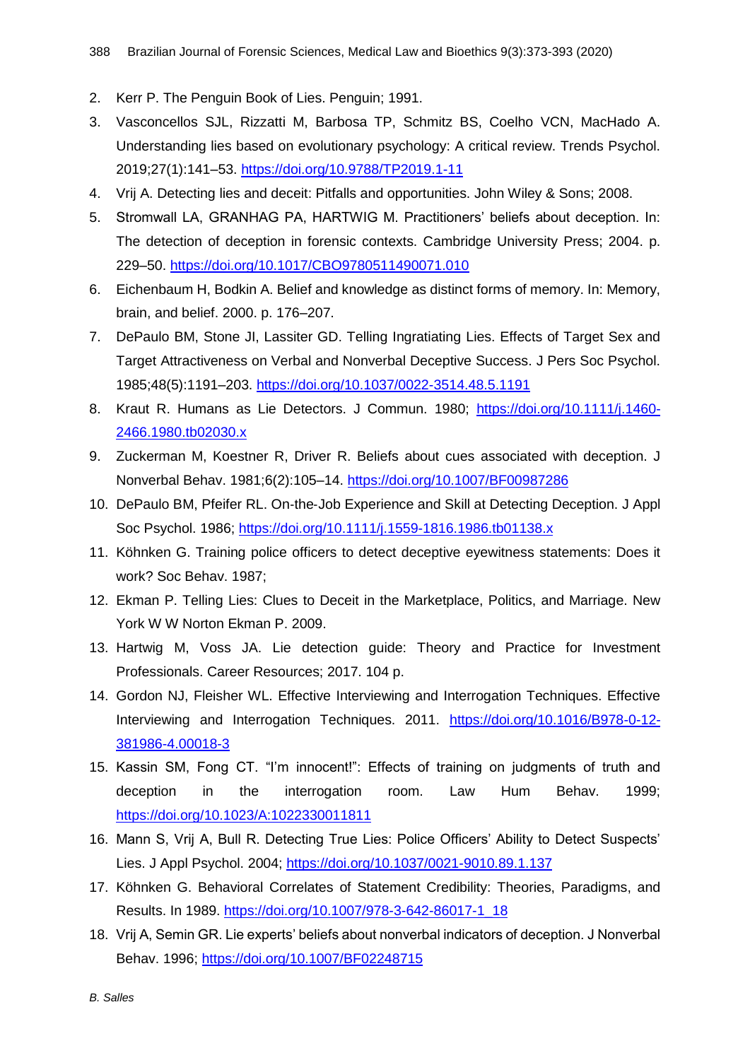2. Kerr P. The Penguin Book of Lies. Penguin; 1991.
3. Vasconcellos SJL, Rizzatti M, Barbosa TP, Schmitz BS, Coelho VCN, MacHado A. Understanding lies based on evolutionary psychology: A critical review. Trends Psychol. 2019;27(1):141–53. https://doi.org/10.9788/TP2019.1-11
4. Vrij A. Detecting lies and deceit: Pitfalls and opportunities. John Wiley & Sons; 2008.
5. Stromwall LA, GRANHAG PA, HARTWIG M. Practitioners' beliefs about deception. In: The detection of deception in forensic contexts. Cambridge University Press; 2004. p. 229–50. https://doi.org/10.1017/CBO9780511490071.010
6. Eichenbaum H, Bodkin A. Belief and knowledge as distinct forms of memory. In: Memory, brain, and belief. 2000. p. 176–207.
7. DePaulo BM, Stone JI, Lassiter GD. Telling Ingratiating Lies. Effects of Target Sex and Target Attractiveness on Verbal and Nonverbal Deceptive Success. J Pers Soc Psychol. 1985;48(5):1191–203. https://doi.org/10.1037/0022-3514.48.5.1191
8. Kraut R. Humans as Lie Detectors. J Commun. 1980; https://doi.org/10.1111/j.1460-2466.1980.tb02030.x
9. Zuckerman M, Koestner R, Driver R. Beliefs about cues associated with deception. J Nonverbal Behav. 1981;6(2):105–14. https://doi.org/10.1007/BF00987286
10. DePaulo BM, Pfeifer RL. On-the-Job Experience and Skill at Detecting Deception. J Appl Soc Psychol. 1986; https://doi.org/10.1111/j.1559-1816.1986.tb01138.x
11. Köhnken G. Training police officers to detect deceptive eyewitness statements: Does it work? Soc Behav. 1987;
12. Ekman P. Telling Lies: Clues to Deceit in the Marketplace, Politics, and Marriage. New York W W Norton Ekman P. 2009.
13. Hartwig M, Voss JA. Lie detection guide: Theory and Practice for Investment Professionals. Career Resources; 2017. 104 p.
14. Gordon NJ, Fleisher WL. Effective Interviewing and Interrogation Techniques. Effective Interviewing and Interrogation Techniques. 2011. https://doi.org/10.1016/B978-0-12-381986-4.00018-3
15. Kassin SM, Fong CT. "I'm innocent!": Effects of training on judgments of truth and deception in the interrogation room. Law Hum Behav. 1999; https://doi.org/10.1023/A:1022330011811
16. Mann S, Vrij A, Bull R. Detecting True Lies: Police Officers' Ability to Detect Suspects' Lies. J Appl Psychol. 2004; https://doi.org/10.1037/0021-9010.89.1.137
17. Köhnken G. Behavioral Correlates of Statement Credibility: Theories, Paradigms, and Results. In 1989. https://doi.org/10.1007/978-3-642-86017-1_18
18. Vrij A, Semin GR. Lie experts' beliefs about nonverbal indicators of deception. J Nonverbal Behav. 1996; https://doi.org/10.1007/BF02248715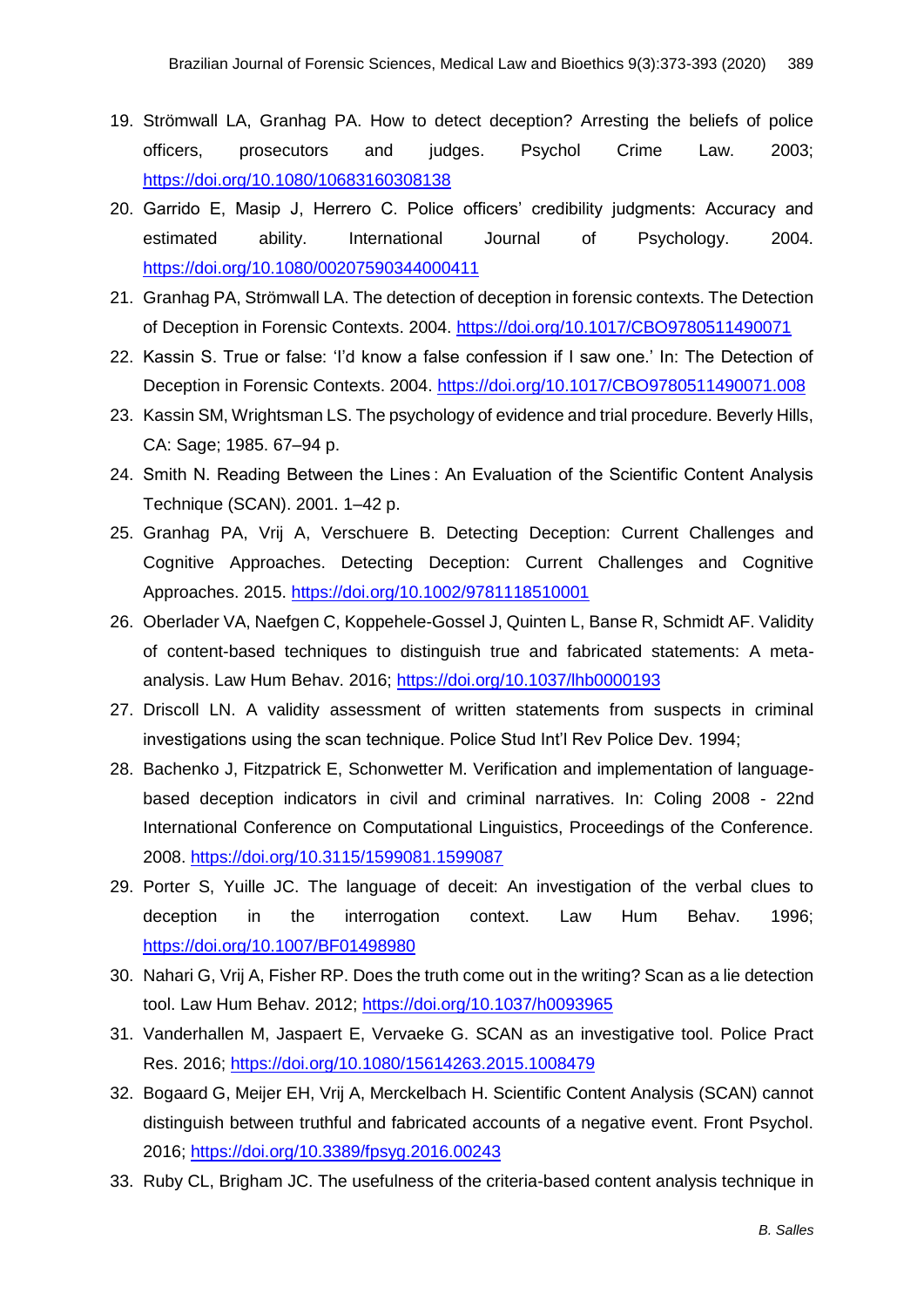19. Strömwall LA, Granhag PA. How to detect deception? Arresting the beliefs of police officers, prosecutors and judges. Psychol Crime Law. 2003; https://doi.org/10.1080/10683160308138
20. Garrido E, Masip J, Herrero C. Police officers' credibility judgments: Accuracy and estimated ability. International Journal of Psychology. 2004. https://doi.org/10.1080/00207590344000411
21. Granhag PA, Strömwall LA. The detection of deception in forensic contexts. The Detection of Deception in Forensic Contexts. 2004. https://doi.org/10.1017/CBO9780511490071
22. Kassin S. True or false: 'I'd know a false confession if I saw one.' In: The Detection of Deception in Forensic Contexts. 2004. https://doi.org/10.1017/CBO9780511490071.008
23. Kassin SM, Wrightsman LS. The psychology of evidence and trial procedure. Beverly Hills, CA: Sage; 1985. 67–94 p.
24. Smith N. Reading Between the Lines : An Evaluation of the Scientific Content Analysis Technique (SCAN). 2001. 1–42 p.
25. Granhag PA, Vrij A, Verschuere B. Detecting Deception: Current Challenges and Cognitive Approaches. Detecting Deception: Current Challenges and Cognitive Approaches. 2015. https://doi.org/10.1002/9781118510001
26. Oberlader VA, Naefgen C, Koppehele-Gossel J, Quinten L, Banse R, Schmidt AF. Validity of content-based techniques to distinguish true and fabricated statements: A meta-analysis. Law Hum Behav. 2016; https://doi.org/10.1037/lhb0000193
27. Driscoll LN. A validity assessment of written statements from suspects in criminal investigations using the scan technique. Police Stud Int'l Rev Police Dev. 1994;
28. Bachenko J, Fitzpatrick E, Schonwetter M. Verification and implementation of language-based deception indicators in civil and criminal narratives. In: Coling 2008 - 22nd International Conference on Computational Linguistics, Proceedings of the Conference. 2008. https://doi.org/10.3115/1599081.1599087
29. Porter S, Yuille JC. The language of deceit: An investigation of the verbal clues to deception in the interrogation context. Law Hum Behav. 1996; https://doi.org/10.1007/BF01498980
30. Nahari G, Vrij A, Fisher RP. Does the truth come out in the writing? Scan as a lie detection tool. Law Hum Behav. 2012; https://doi.org/10.1037/h0093965
31. Vanderhallen M, Jaspaert E, Vervaeke G. SCAN as an investigative tool. Police Pract Res. 2016; https://doi.org/10.1080/15614263.2015.1008479
32. Bogaard G, Meijer EH, Vrij A, Merckelbach H. Scientific Content Analysis (SCAN) cannot distinguish between truthful and fabricated accounts of a negative event. Front Psychol. 2016; https://doi.org/10.3389/fpsyg.2016.00243
33. Ruby CL, Brigham JC. The usefulness of the criteria-based content analysis technique in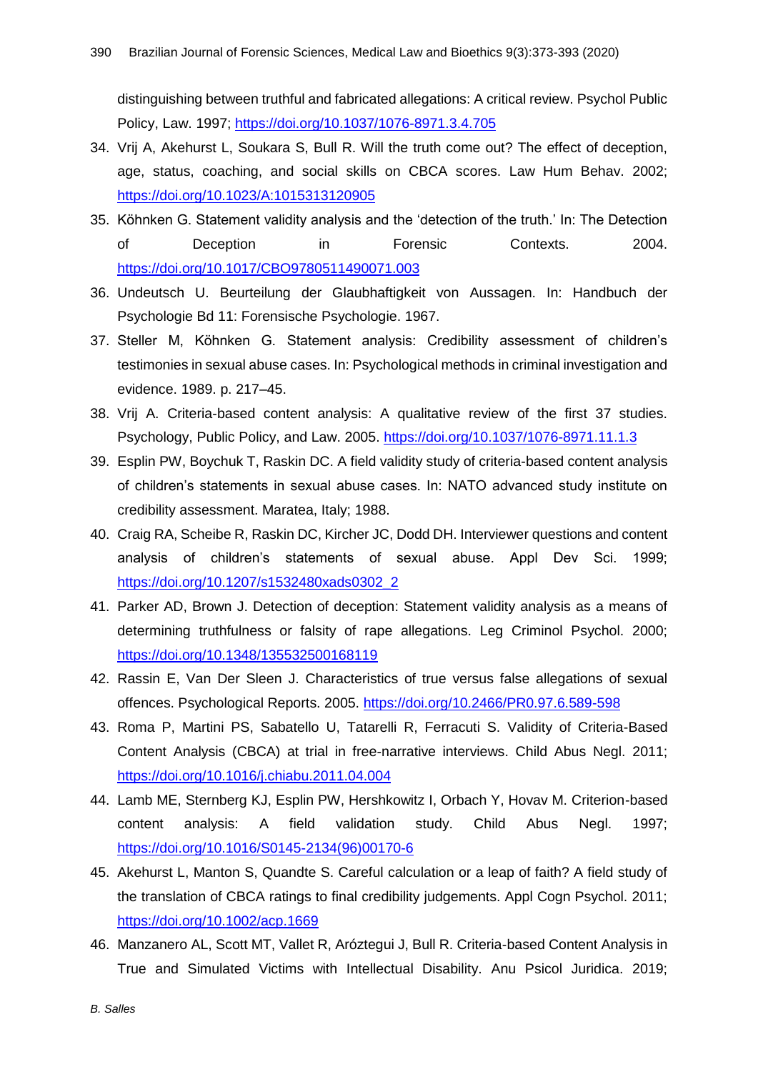distinguishing between truthful and fabricated allegations: A critical review. Psychol Public Policy, Law. 1997; https://doi.org/10.1037/1076-8971.3.4.705

34. Vrij A, Akehurst L, Soukara S, Bull R. Will the truth come out? The effect of deception, age, status, coaching, and social skills on CBCA scores. Law Hum Behav. 2002; https://doi.org/10.1023/A:1015313120905
35. Köhnken G. Statement validity analysis and the 'detection of the truth.' In: The Detection of Deception in Forensic Contexts. 2004. https://doi.org/10.1017/CBO9780511490071.003
36. Undeutsch U. Beurteilung der Glaubhaftigkeit von Aussagen. In: Handbuch der Psychologie Bd 11: Forensische Psychologie. 1967.
37. Steller M, Köhnken G. Statement analysis: Credibility assessment of children's testimonies in sexual abuse cases. In: Psychological methods in criminal investigation and evidence. 1989. p. 217–45.
38. Vrij A. Criteria-based content analysis: A qualitative review of the first 37 studies. Psychology, Public Policy, and Law. 2005. https://doi.org/10.1037/1076-8971.11.1.3
39. Esplin PW, Boychuk T, Raskin DC. A field validity study of criteria-based content analysis of children's statements in sexual abuse cases. In: NATO advanced study institute on credibility assessment. Maratea, Italy; 1988.
40. Craig RA, Scheibe R, Raskin DC, Kircher JC, Dodd DH. Interviewer questions and content analysis of children's statements of sexual abuse. Appl Dev Sci. 1999; https://doi.org/10.1207/s1532480xads0302_2
41. Parker AD, Brown J. Detection of deception: Statement validity analysis as a means of determining truthfulness or falsity of rape allegations. Leg Criminol Psychol. 2000; https://doi.org/10.1348/135532500168119
42. Rassin E, Van Der Sleen J. Characteristics of true versus false allegations of sexual offences. Psychological Reports. 2005. https://doi.org/10.2466/PR0.97.6.589-598
43. Roma P, Martini PS, Sabatello U, Tatarelli R, Ferracuti S. Validity of Criteria-Based Content Analysis (CBCA) at trial in free-narrative interviews. Child Abus Negl. 2011; https://doi.org/10.1016/j.chiabu.2011.04.004
44. Lamb ME, Sternberg KJ, Esplin PW, Hershkowitz I, Orbach Y, Hovav M. Criterion-based content analysis: A field validation study. Child Abus Negl. 1997; https://doi.org/10.1016/S0145-2134(96)00170-6
45. Akehurst L, Manton S, Quandte S. Careful calculation or a leap of faith? A field study of the translation of CBCA ratings to final credibility judgements. Appl Cogn Psychol. 2011; https://doi.org/10.1002/acp.1669
46. Manzanero AL, Scott MT, Vallet R, Aróztegui J, Bull R. Criteria-based Content Analysis in True and Simulated Victims with Intellectual Disability. Anu Psicol Juridica. 2019;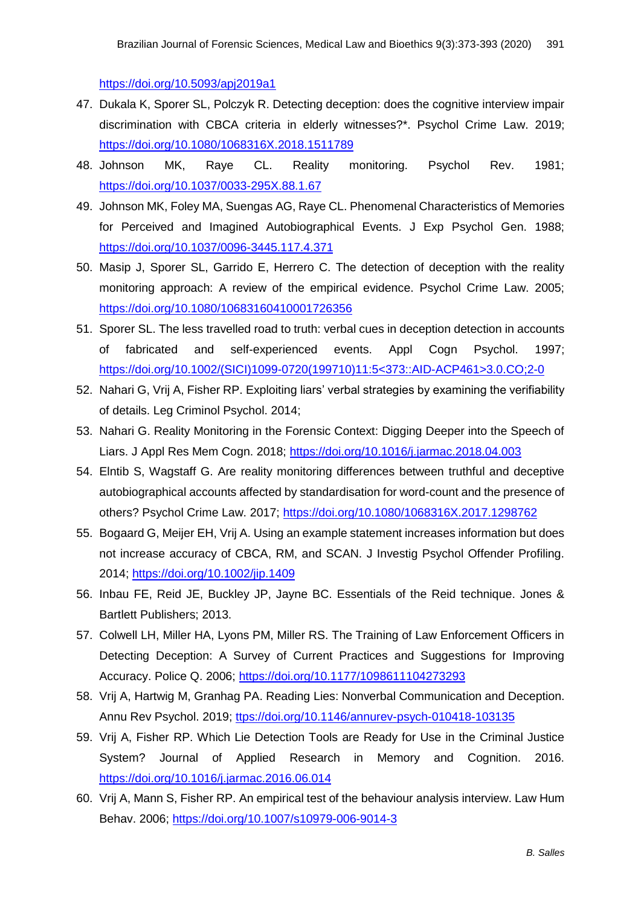https://doi.org/10.5093/apj2019a1

47. Dukala K, Sporer SL, Polczyk R. Detecting deception: does the cognitive interview impair discrimination with CBCA criteria in elderly witnesses?*. Psychol Crime Law. 2019; https://doi.org/10.1080/1068316X.2018.1511789
48. Johnson MK, Raye CL. Reality monitoring. Psychol Rev. 1981; https://doi.org/10.1037/0033-295X.88.1.67
49. Johnson MK, Foley MA, Suengas AG, Raye CL. Phenomenal Characteristics of Memories for Perceived and Imagined Autobiographical Events. J Exp Psychol Gen. 1988; https://doi.org/10.1037/0096-3445.117.4.371
50. Masip J, Sporer SL, Garrido E, Herrero C. The detection of deception with the reality monitoring approach: A review of the empirical evidence. Psychol Crime Law. 2005; https://doi.org/10.1080/10683160410001726356
51. Sporer SL. The less travelled road to truth: verbal cues in deception detection in accounts of fabricated and self-experienced events. Appl Cogn Psychol. 1997; https://doi.org/10.1002/(SICI)1099-0720(199710)11:5<373::AID-ACP461>3.0.CO;2-0
52. Nahari G, Vrij A, Fisher RP. Exploiting liars' verbal strategies by examining the verifiability of details. Leg Criminol Psychol. 2014;
53. Nahari G. Reality Monitoring in the Forensic Context: Digging Deeper into the Speech of Liars. J Appl Res Mem Cogn. 2018; https://doi.org/10.1016/j.jarmac.2018.04.003
54. Elntib S, Wagstaff G. Are reality monitoring differences between truthful and deceptive autobiographical accounts affected by standardisation for word-count and the presence of others? Psychol Crime Law. 2017; https://doi.org/10.1080/1068316X.2017.1298762
55. Bogaard G, Meijer EH, Vrij A. Using an example statement increases information but does not increase accuracy of CBCA, RM, and SCAN. J Investig Psychol Offender Profiling. 2014; https://doi.org/10.1002/jip.1409
56. Inbau FE, Reid JE, Buckley JP, Jayne BC. Essentials of the Reid technique. Jones & Bartlett Publishers; 2013.
57. Colwell LH, Miller HA, Lyons PM, Miller RS. The Training of Law Enforcement Officers in Detecting Deception: A Survey of Current Practices and Suggestions for Improving Accuracy. Police Q. 2006; https://doi.org/10.1177/1098611104273293
58. Vrij A, Hartwig M, Granhag PA. Reading Lies: Nonverbal Communication and Deception. Annu Rev Psychol. 2019; ttps://doi.org/10.1146/annurev-psych-010418-103135
59. Vrij A, Fisher RP. Which Lie Detection Tools are Ready for Use in the Criminal Justice System? Journal of Applied Research in Memory and Cognition. 2016. https://doi.org/10.1016/j.jarmac.2016.06.014
60. Vrij A, Mann S, Fisher RP. An empirical test of the behaviour analysis interview. Law Hum Behav. 2006; https://doi.org/10.1007/s10979-006-9014-3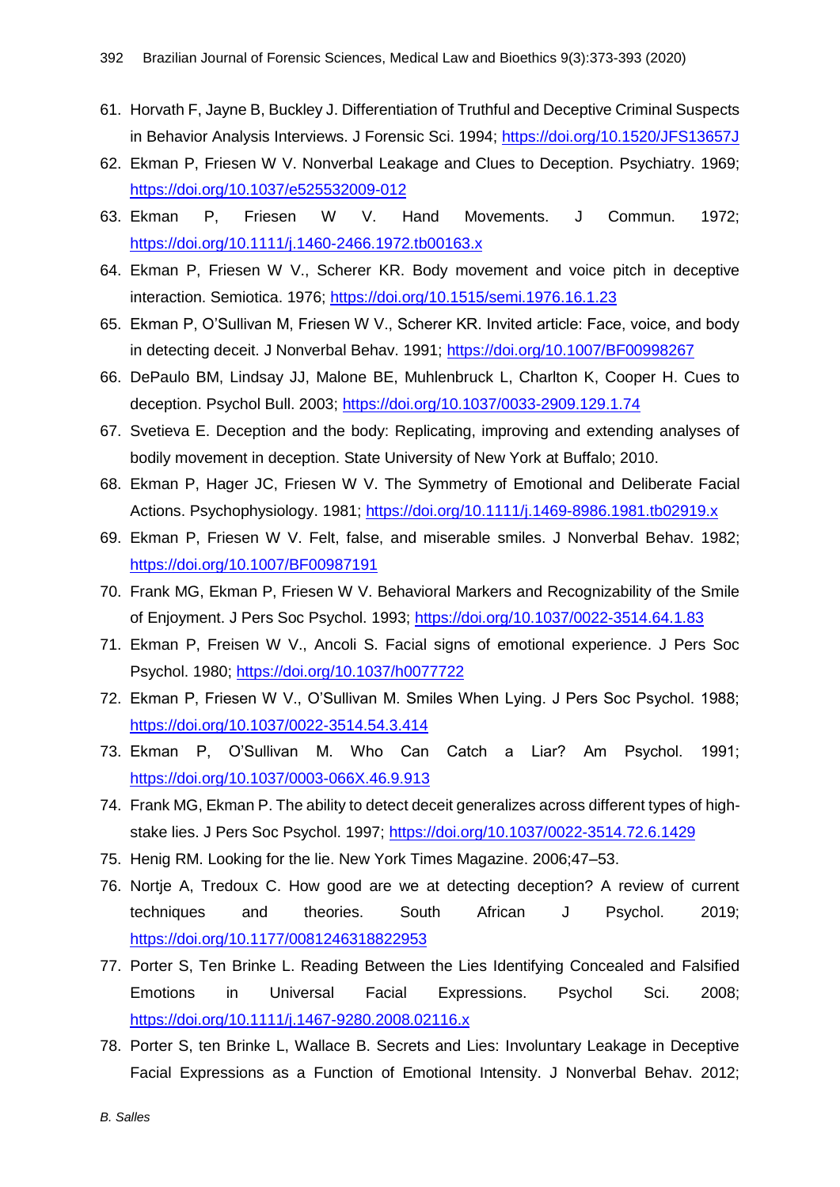61. Horvath F, Jayne B, Buckley J. Differentiation of Truthful and Deceptive Criminal Suspects in Behavior Analysis Interviews. J Forensic Sci. 1994; https://doi.org/10.1520/JFS13657J
62. Ekman P, Friesen W V. Nonverbal Leakage and Clues to Deception. Psychiatry. 1969; https://doi.org/10.1037/e525532009-012
63. Ekman P, Friesen W V. Hand Movements. J Commun. 1972; https://doi.org/10.1111/j.1460-2466.1972.tb00163.x
64. Ekman P, Friesen W V., Scherer KR. Body movement and voice pitch in deceptive interaction. Semiotica. 1976; https://doi.org/10.1515/semi.1976.16.1.23
65. Ekman P, O'Sullivan M, Friesen W V., Scherer KR. Invited article: Face, voice, and body in detecting deceit. J Nonverbal Behav. 1991; https://doi.org/10.1007/BF00998267
66. DePaulo BM, Lindsay JJ, Malone BE, Muhlenbruck L, Charlton K, Cooper H. Cues to deception. Psychol Bull. 2003; https://doi.org/10.1037/0033-2909.129.1.74
67. Svetieva E. Deception and the body: Replicating, improving and extending analyses of bodily movement in deception. State University of New York at Buffalo; 2010.
68. Ekman P, Hager JC, Friesen W V. The Symmetry of Emotional and Deliberate Facial Actions. Psychophysiology. 1981; https://doi.org/10.1111/j.1469-8986.1981.tb02919.x
69. Ekman P, Friesen W V. Felt, false, and miserable smiles. J Nonverbal Behav. 1982; https://doi.org/10.1007/BF00987191
70. Frank MG, Ekman P, Friesen W V. Behavioral Markers and Recognizability of the Smile of Enjoyment. J Pers Soc Psychol. 1993; https://doi.org/10.1037/0022-3514.64.1.83
71. Ekman P, Freisen W V., Ancoli S. Facial signs of emotional experience. J Pers Soc Psychol. 1980; https://doi.org/10.1037/h0077722
72. Ekman P, Friesen W V., O'Sullivan M. Smiles When Lying. J Pers Soc Psychol. 1988; https://doi.org/10.1037/0022-3514.54.3.414
73. Ekman P, O'Sullivan M. Who Can Catch a Liar? Am Psychol. 1991; https://doi.org/10.1037/0003-066X.46.9.913
74. Frank MG, Ekman P. The ability to detect deceit generalizes across different types of high-stake lies. J Pers Soc Psychol. 1997; https://doi.org/10.1037/0022-3514.72.6.1429
75. Henig RM. Looking for the lie. New York Times Magazine. 2006;47–53.
76. Nortje A, Tredoux C. How good are we at detecting deception? A review of current techniques and theories. South African J Psychol. 2019; https://doi.org/10.1177/0081246318822953
77. Porter S, Ten Brinke L. Reading Between the Lies Identifying Concealed and Falsified Emotions in Universal Facial Expressions. Psychol Sci. 2008; https://doi.org/10.1111/j.1467-9280.2008.02116.x
78. Porter S, ten Brinke L, Wallace B. Secrets and Lies: Involuntary Leakage in Deceptive Facial Expressions as a Function of Emotional Intensity. J Nonverbal Behav. 2012;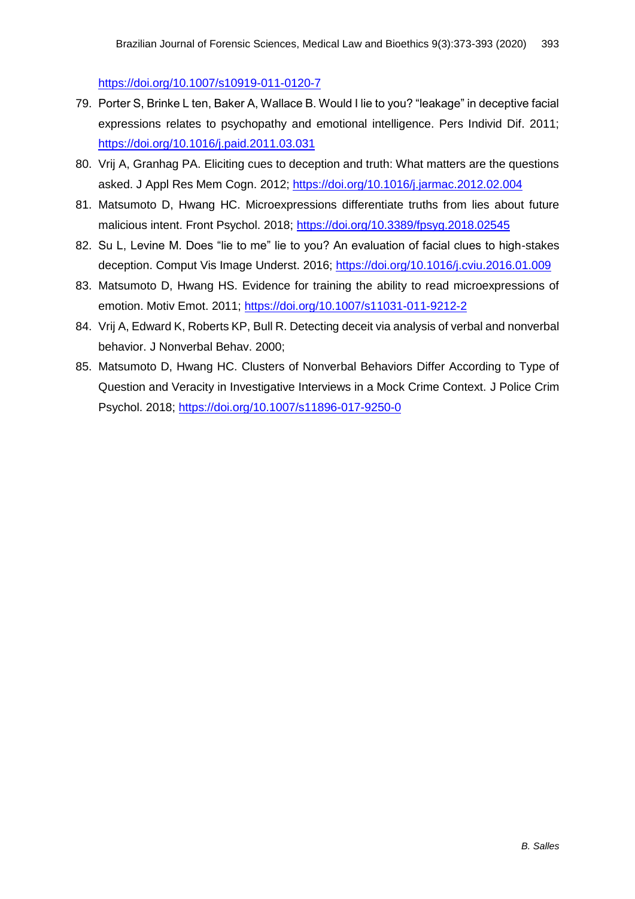https://doi.org/10.1007/s10919-011-0120-7

79. Porter S, Brinke L ten, Baker A, Wallace B. Would I lie to you? "leakage" in deceptive facial expressions relates to psychopathy and emotional intelligence. Pers Individ Dif. 2011; https://doi.org/10.1016/j.paid.2011.03.031
80. Vrij A, Granhag PA. Eliciting cues to deception and truth: What matters are the questions asked. J Appl Res Mem Cogn. 2012; https://doi.org/10.1016/j.jarmac.2012.02.004
81. Matsumoto D, Hwang HC. Microexpressions differentiate truths from lies about future malicious intent. Front Psychol. 2018; https://doi.org/10.3389/fpsyg.2018.02545
82. Su L, Levine M. Does "lie to me" lie to you? An evaluation of facial clues to high-stakes deception. Comput Vis Image Underst. 2016; https://doi.org/10.1016/j.cviu.2016.01.009
83. Matsumoto D, Hwang HS. Evidence for training the ability to read microexpressions of emotion. Motiv Emot. 2011; https://doi.org/10.1007/s11031-011-9212-2
84. Vrij A, Edward K, Roberts KP, Bull R. Detecting deceit via analysis of verbal and nonverbal behavior. J Nonverbal Behav. 2000;
85. Matsumoto D, Hwang HC. Clusters of Nonverbal Behaviors Differ According to Type of Question and Veracity in Investigative Interviews in a Mock Crime Context. J Police Crim Psychol. 2018; https://doi.org/10.1007/s11896-017-9250-0